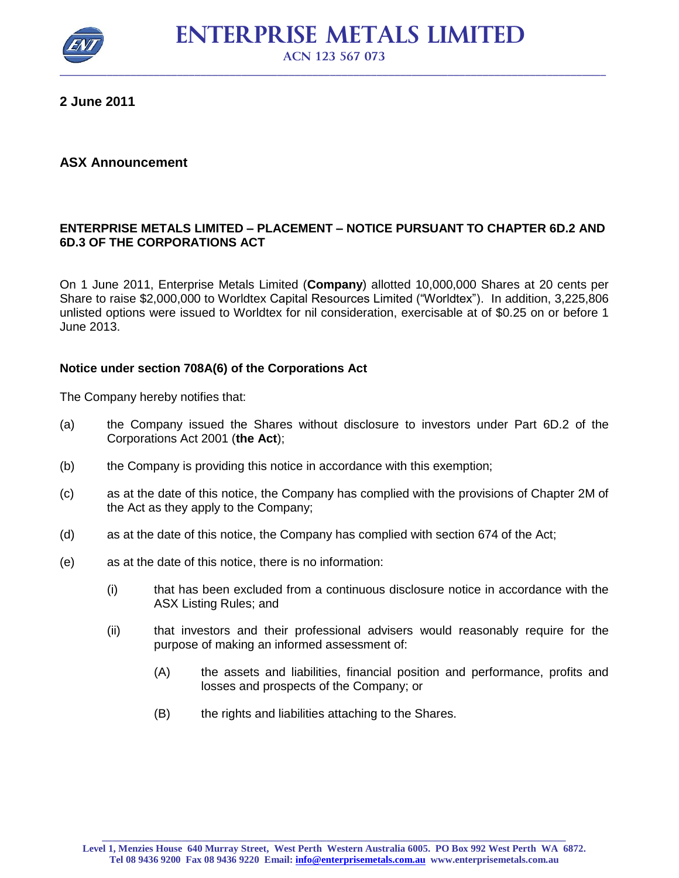# ENTERPRISE METALS LIMITED

ACN 123 567 073

**2 June 2011**

**ASX Announcement**

**ENTERPRISE METALS LIMITED – PLACEMENT – NOTICE PURSUANT TO CHAPTER 6D.2 AND 6D.3 OF THE CORPORATIONS ACT**

On 1 June 2011, Enterprise Metals Limited (**Company**) allotted 10,000,000 Shares at 20 cents per Share to raise $2,000,000 to Worldtex Capital Resources Limited ("Worldtex"). In addition, 3,225,806 unlisted options were issued to Worldtex for nil consideration, exercisable at of $0.25 on or before 1 June 2013.

**Notice under section 708A(6) of the Corporations Act**

The Company hereby notifies that:

(a) the Company issued the Shares without disclosure to investors under Part 6D.2 of the Corporations Act 2001 (**the Act**);

(b) the Company is providing this notice in accordance with this exemption;

(c) as at the date of this notice, the Company has complied with the provisions of Chapter 2M of the Act as they apply to the Company;

(d) as at the date of this notice, the Company has complied with section 674 of the Act;

(e) as at the date of this notice, there is no information:

 (i) that has been excluded from a continuous disclosure notice in accordance with the ASX Listing Rules; and

 (ii) that investors and their professional advisers would reasonably require for the purpose of making an informed assessment of:

  (A) the assets and liabilities, financial position and performance, profits and losses and prospects of the Company; or

  (B) the rights and liabilities attaching to the Shares.

Level 1, Menzies House 640 Murray Street, West Perth Western Australia 6005. PO Box 992 West Perth WA 6872.
Tel 08 9436 9200 Fax 08 9436 9220 Email: info@enterprisemetals.com.au www.enterprisemetals.com.au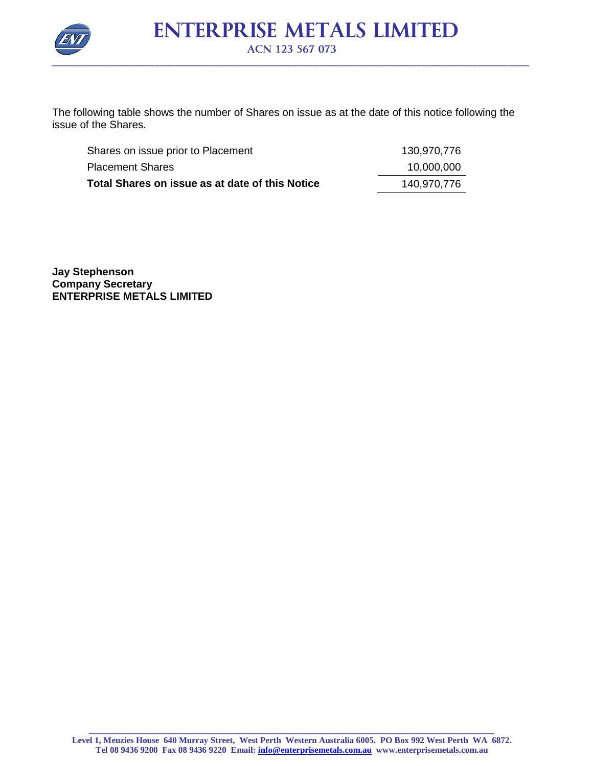The following table shows the number of Shares on issue as at the date of this notice following the issue of the Shares.

| | |
|---|---|
| Shares on issue prior to Placement | 130,970,776 |
| Placement Shares | 10,000,000 |
| **Total Shares on issue as at date of this Notice** | 140,970,776 |

**Jay Stephenson**
**Company Secretary**
**ENTERPRISE METALS LIMITED**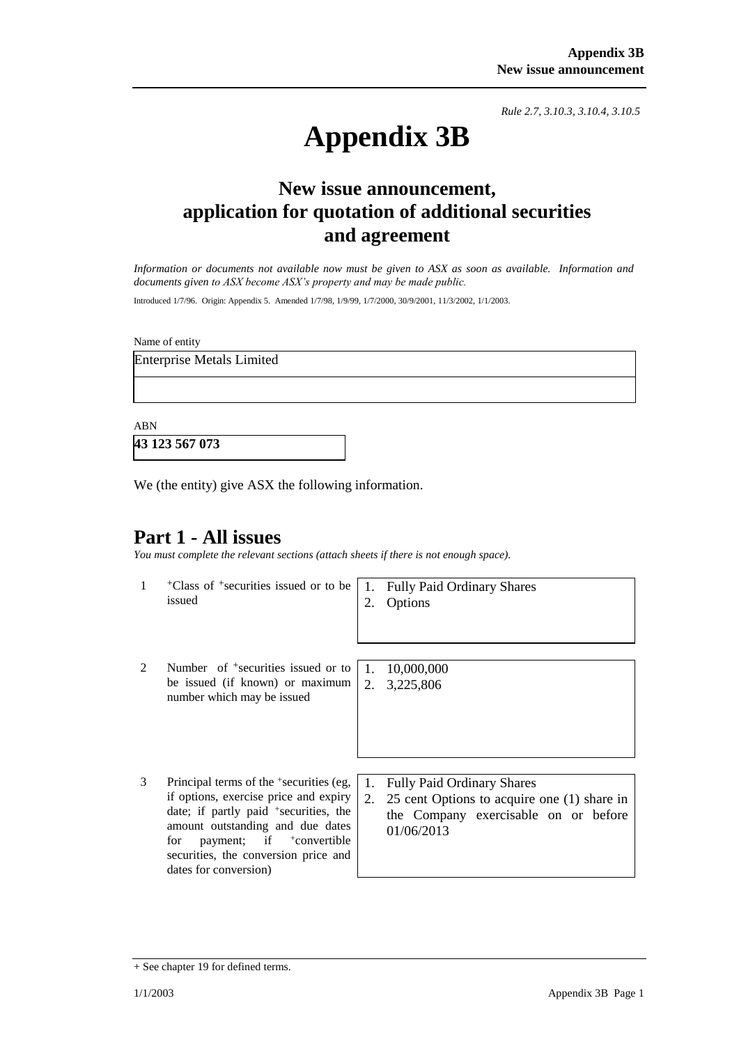*Rule 2.7, 3.10.3, 3.10.4, 3.10.5*

# Appendix 3B

## New issue announcement, application for quotation of additional securities and agreement

*Information or documents not available now must be given to ASX as soon as available. Information and documents given to ASX become ASX's property and may be made public.*

Introduced 1/7/96. Origin: Appendix 5. Amended 1/7/98, 1/9/99, 1/7/2000, 30/9/2001, 11/3/2002, 1/1/2003.

Name of entity

| Enterprise Metals Limited |
|---|
| |

ABN

| 43 123 567 073 |
|---|

We (the entity) give ASX the following information.

## Part 1 - All issues

*You must complete the relevant sections (attach sheets if there is not enough space).*

| | | |
|---|---|---|
| 1 | +Class of +securities issued or to be issued | 1. Fully Paid Ordinary Shares<br>2. Options |
| 2 | Number of +securities issued or to be issued (if known) or maximum number which may be issued | 1. 10,000,000<br>2. 3,225,806 |
| 3 | Principal terms of the +securities (eg, if options, exercise price and expiry date; if partly paid +securities, the amount outstanding and due dates for payment; if +convertible securities, the conversion price and dates for conversion) | 1. Fully Paid Ordinary Shares<br>2. 25 cent Options to acquire one (1) share in the Company exercisable on or before 01/06/2013 |

+ See chapter 19 for defined terms.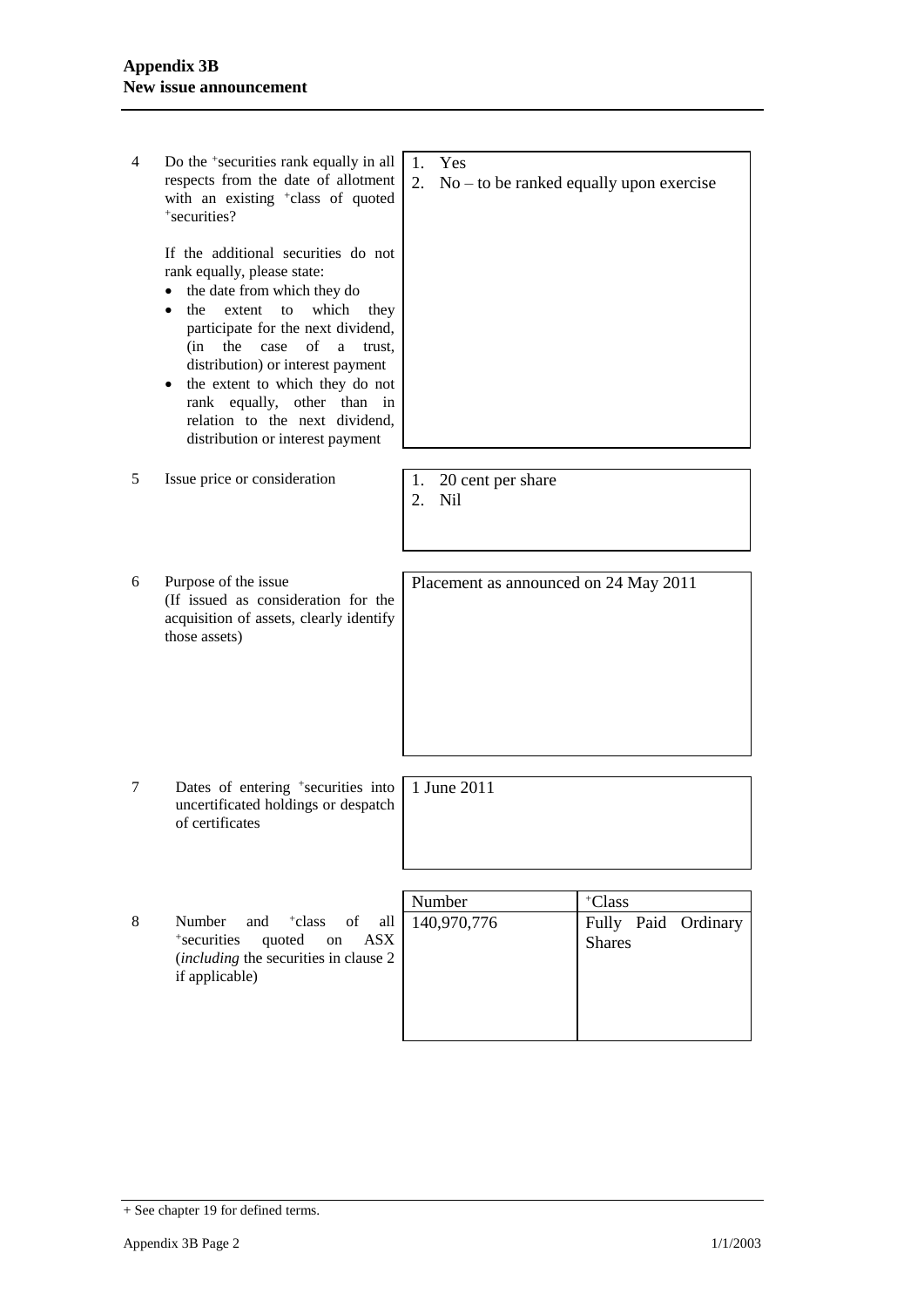| | | |
|---|---|---|
| 4 | Do the +securities rank equally in all respects from the date of allotment with an existing +class of quoted +securities?<br><br>If the additional securities do not rank equally, please state:<br>• the date from which they do<br>• the extent to which they participate for the next dividend, (in the case of a trust, distribution) or interest payment<br>• the extent to which they do not rank equally, other than in relation to the next dividend, distribution or interest payment | 1. Yes<br>2. No – to be ranked equally upon exercise |
| 5 | Issue price or consideration | 1. 20 cent per share<br>2. Nil |
| 6 | Purpose of the issue<br>(If issued as consideration for the acquisition of assets, clearly identify those assets) | Placement as announced on 24 May 2011 |
| 7 | Dates of entering +securities into uncertificated holdings or despatch of certificates | 1 June 2011 |

| | | Number | +Class |
|---|---|---|---|
| 8 | Number and +class of all +securities quoted on ASX (*including* the securities in clause 2 if applicable) | 140,970,776 | Fully Paid Ordinary Shares |

+ See chapter 19 for defined terms.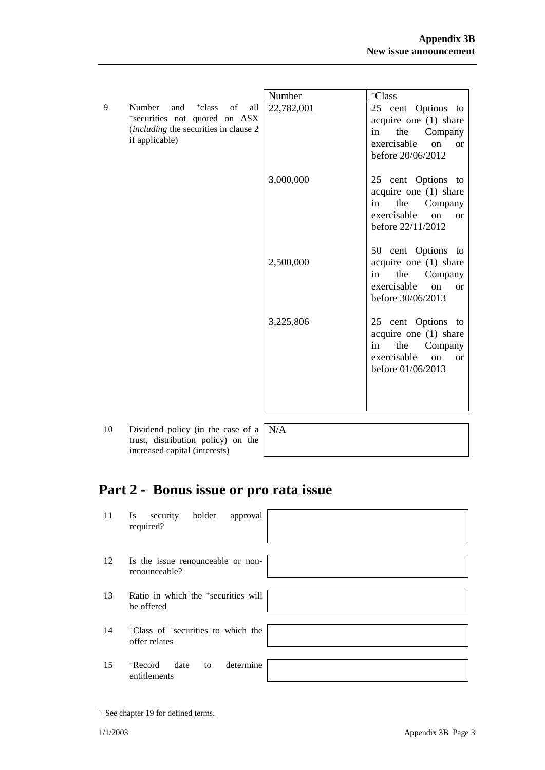| | | Number | +Class |
|---|---|---|---|
| 9 | Number and +class of all +securities not quoted on ASX (*including* the securities in clause 2 if applicable) | 22,782,001 | 25 cent Options to acquire one (1) share in the Company exercisable on or before 20/06/2012 |
| | | 3,000,000 | 25 cent Options to acquire one (1) share in the Company exercisable on or before 22/11/2012 |
| | | 2,500,000 | 50 cent Options to acquire one (1) share in the Company exercisable on or before 30/06/2013 |
| | | 3,225,806 | 25 cent Options to acquire one (1) share in the Company exercisable on or before 01/06/2013 |

| | | |
|---|---|---|
| 10 | Dividend policy (in the case of a trust, distribution policy) on the increased capital (interests) | N/A |

## Part 2 - Bonus issue or pro rata issue

| | | |
|---|---|---|
| 11 | Is security holder approval required? | |
| 12 | Is the issue renounceable or non-renounceable? | |
| 13 | Ratio in which the +securities will be offered | |
| 14 | +Class of +securities to which the offer relates | |
| 15 | +Record date to determine entitlements | |

+ See chapter 19 for defined terms.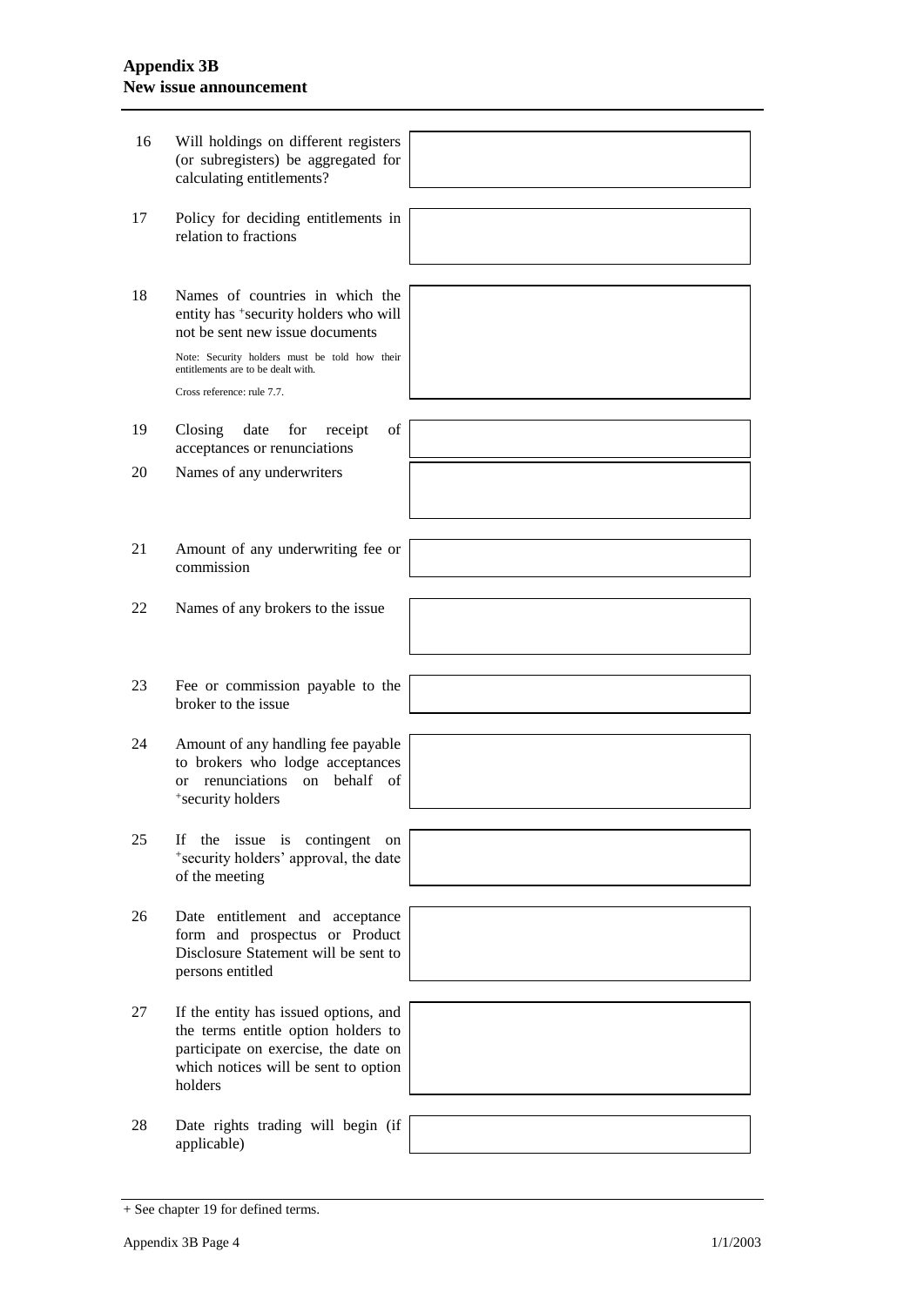| | | |
|---|---|---|
| 16 | Will holdings on different registers (or subregisters) be aggregated for calculating entitlements? | |
| 17 | Policy for deciding entitlements in relation to fractions | |
| 18 | Names of countries in which the entity has +security holders who will not be sent new issue documents<br><br>Note: Security holders must be told how their entitlements are to be dealt with.<br><br>Cross reference: rule 7.7. | |
| 19 | Closing date for receipt of acceptances or renunciations | |
| 20 | Names of any underwriters | |
| 21 | Amount of any underwriting fee or commission | |
| 22 | Names of any brokers to the issue | |
| 23 | Fee or commission payable to the broker to the issue | |
| 24 | Amount of any handling fee payable to brokers who lodge acceptances or renunciations on behalf of +security holders | |
| 25 | If the issue is contingent on +security holders' approval, the date of the meeting | |
| 26 | Date entitlement and acceptance form and prospectus or Product Disclosure Statement will be sent to persons entitled | |
| 27 | If the entity has issued options, and the terms entitle option holders to participate on exercise, the date on which notices will be sent to option holders | |
| 28 | Date rights trading will begin (if applicable) | |

+ See chapter 19 for defined terms.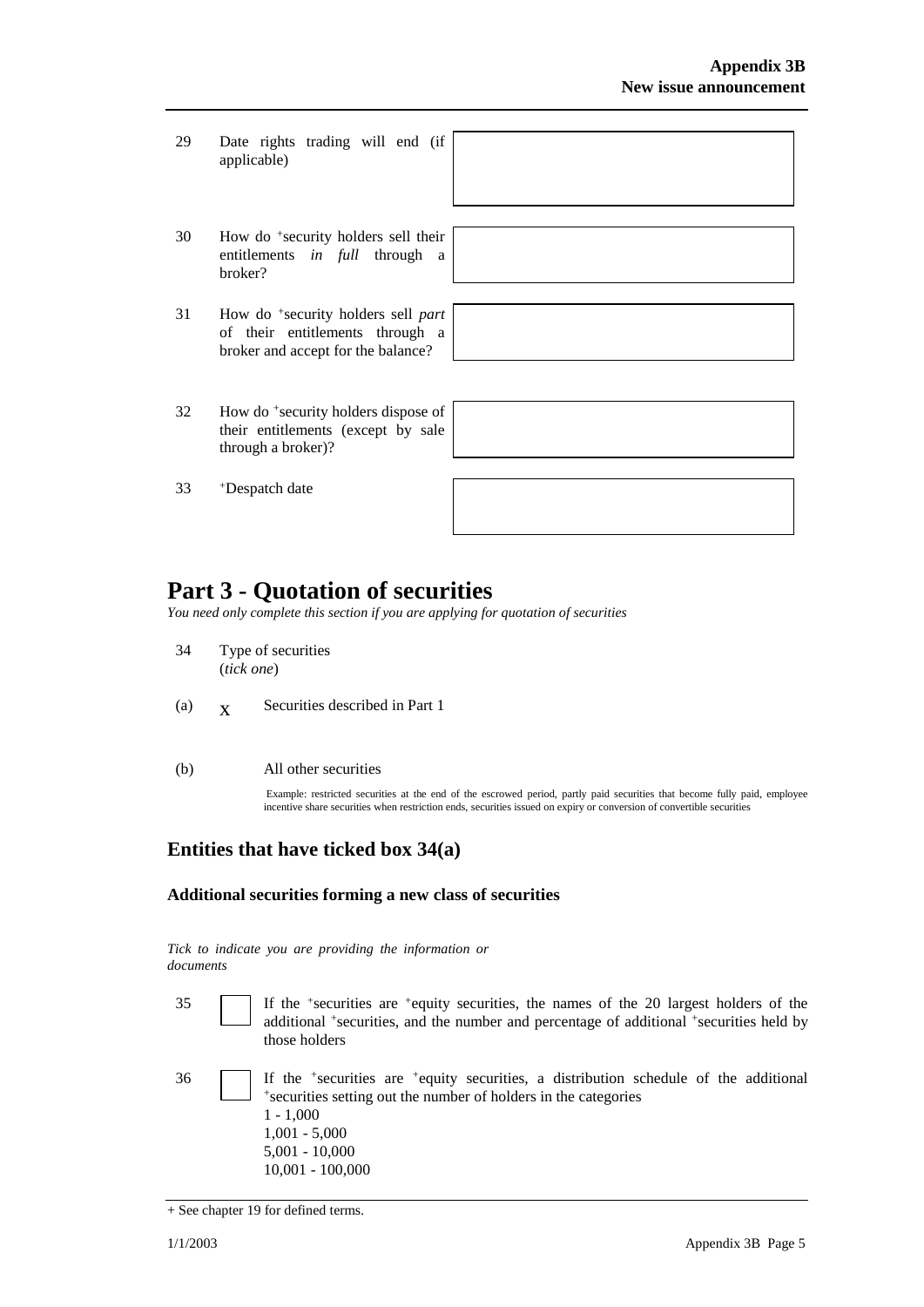| | | |
|---|---|---|
| 29 | Date rights trading will end (if applicable) | |
| 30 | How do +security holders sell their entitlements *in full* through a broker? | |
| 31 | How do +security holders sell *part* of their entitlements through a broker and accept for the balance? | |
| 32 | How do +security holders dispose of their entitlements (except by sale through a broker)? | |
| 33 | +Despatch date | |

# Part 3 - Quotation of securities

*You need only complete this section if you are applying for quotation of securities*

34 Type of securities
(*tick one*)

(a) X Securities described in Part 1

(b) All other securities

Example: restricted securities at the end of the escrowed period, partly paid securities that become fully paid, employee incentive share securities when restriction ends, securities issued on expiry or conversion of convertible securities

## Entities that have ticked box 34(a)

### Additional securities forming a new class of securities

*Tick to indicate you are providing the information or documents*

35 ☐ If the +securities are +equity securities, the names of the 20 largest holders of the additional +securities, and the number and percentage of additional +securities held by those holders

36 ☐ If the +securities are +equity securities, a distribution schedule of the additional +securities setting out the number of holders in the categories
1 - 1,000
1,001 - 5,000
5,001 - 10,000
10,001 - 100,000

+ See chapter 19 for defined terms.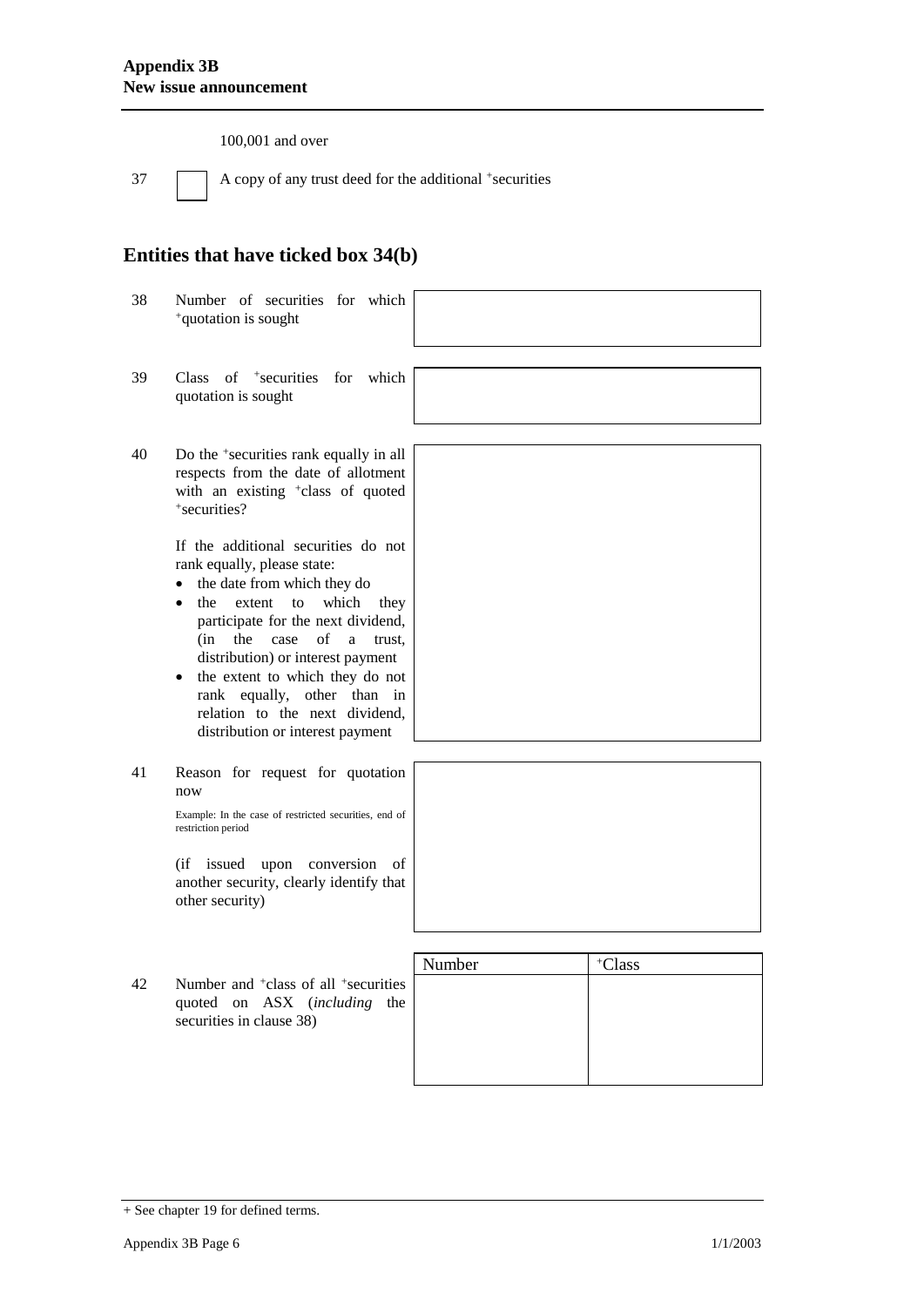100,001 and over

37 ☐ A copy of any trust deed for the additional +securities

## Entities that have ticked box 34(b)

38 Number of securities for which +quotation is sought

39 Class of +securities for which quotation is sought

40 Do the +securities rank equally in all respects from the date of allotment with an existing +class of quoted +securities?

If the additional securities do not rank equally, please state:

- the date from which they do
- the extent to which they participate for the next dividend, (in the case of a trust, distribution) or interest payment
- the extent to which they do not rank equally, other than in relation to the next dividend, distribution or interest payment

41 Reason for request for quotation now

Example: In the case of restricted securities, end of restriction period

(if issued upon conversion of another security, clearly identify that other security)

42 Number and +class of all +securities quoted on ASX (*including* the securities in clause 38)

| Number | +Class |
|---|---|
| | |

+ See chapter 19 for defined terms.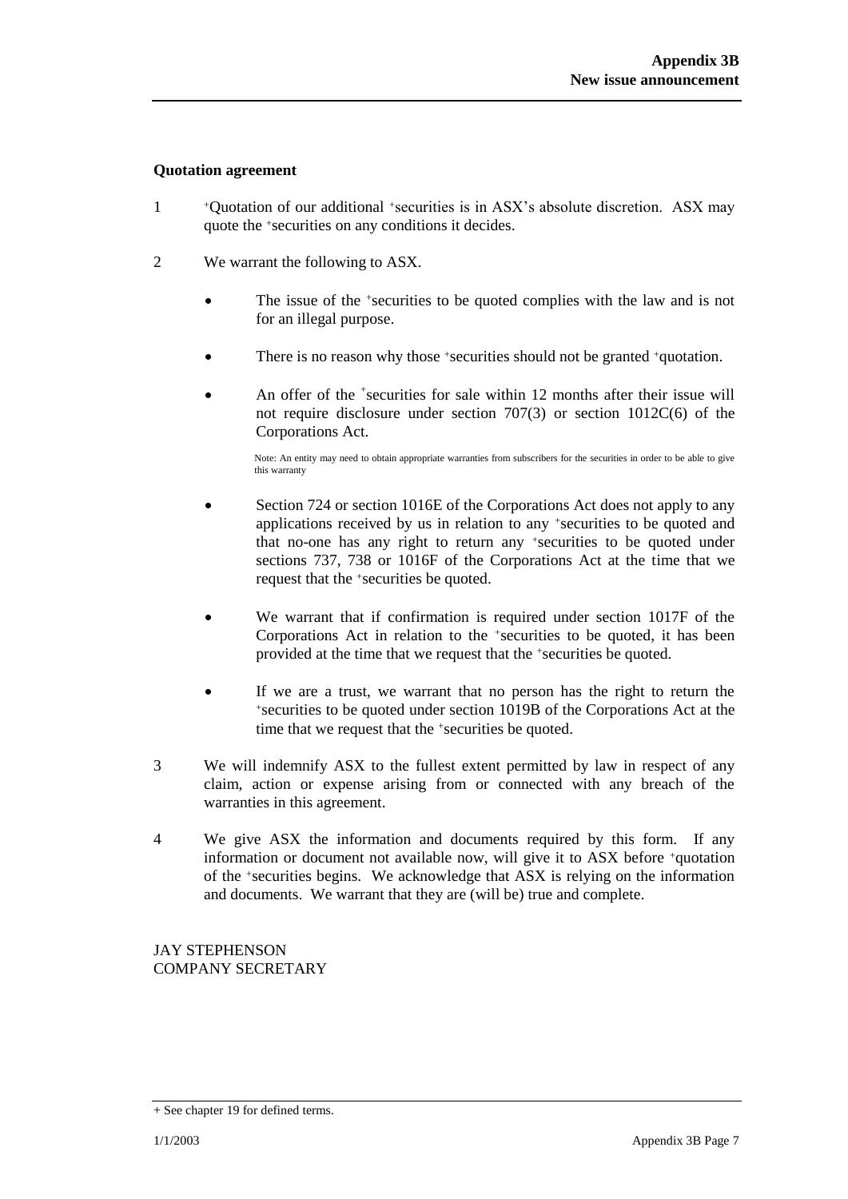**Quotation agreement**

1 +Quotation of our additional +securities is in ASX's absolute discretion. ASX may quote the +securities on any conditions it decides.

2 We warrant the following to ASX.

- The issue of the +securities to be quoted complies with the law and is not for an illegal purpose.
- There is no reason why those +securities should not be granted +quotation.
- An offer of the +securities for sale within 12 months after their issue will not require disclosure under section 707(3) or section 1012C(6) of the Corporations Act.

  Note: An entity may need to obtain appropriate warranties from subscribers for the securities in order to be able to give this warranty

- Section 724 or section 1016E of the Corporations Act does not apply to any applications received by us in relation to any +securities to be quoted and that no-one has any right to return any +securities to be quoted under sections 737, 738 or 1016F of the Corporations Act at the time that we request that the +securities be quoted.
- We warrant that if confirmation is required under section 1017F of the Corporations Act in relation to the +securities to be quoted, it has been provided at the time that we request that the +securities be quoted.
- If we are a trust, we warrant that no person has the right to return the +securities to be quoted under section 1019B of the Corporations Act at the time that we request that the +securities be quoted.

3 We will indemnify ASX to the fullest extent permitted by law in respect of any claim, action or expense arising from or connected with any breach of the warranties in this agreement.

4 We give ASX the information and documents required by this form. If any information or document not available now, will give it to ASX before +quotation of the +securities begins. We acknowledge that ASX is relying on the information and documents. We warrant that they are (will be) true and complete.

JAY STEPHENSON
COMPANY SECRETARY

+ See chapter 19 for defined terms.